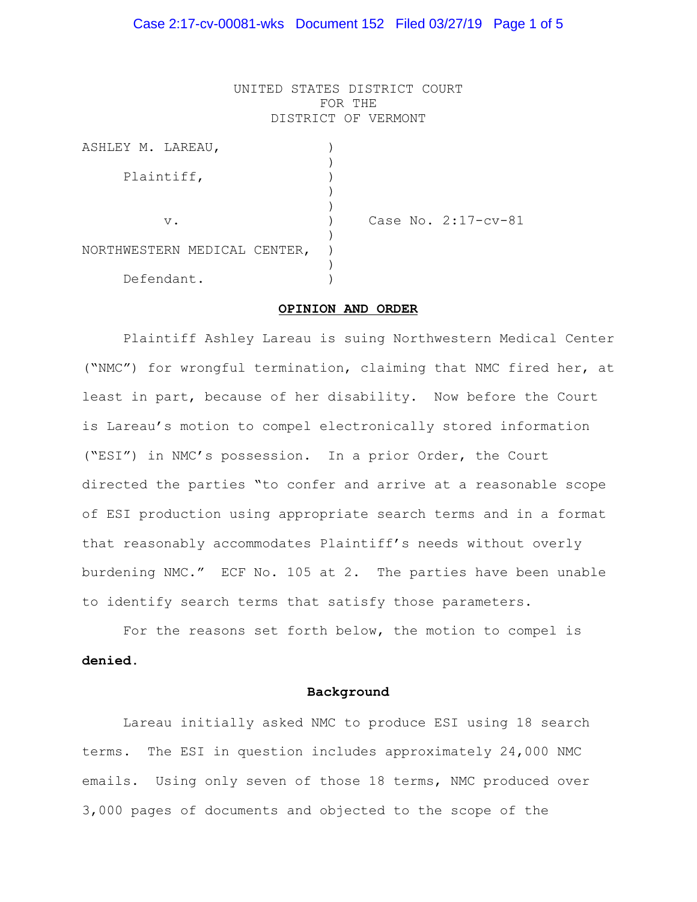UNITED STATES DISTRICT COURT
FOR THE
DISTRICT OF VERMONT

ASHLEY M. LAREAU,

Plaintiff,

v.

NORTHWESTERN MEDICAL CENTER,

Defendant.

Case No. 2:17-cv-81

**OPINION AND ORDER**

Plaintiff Ashley Lareau is suing Northwestern Medical Center ("NMC") for wrongful termination, claiming that NMC fired her, at least in part, because of her disability. Now before the Court is Lareau's motion to compel electronically stored information ("ESI") in NMC's possession. In a prior Order, the Court directed the parties "to confer and arrive at a reasonable scope of ESI production using appropriate search terms and in a format that reasonably accommodates Plaintiff's needs without overly burdening NMC." ECF No. 105 at 2. The parties have been unable to identify search terms that satisfy those parameters.

For the reasons set forth below, the motion to compel is **denied.**

**Background**

Lareau initially asked NMC to produce ESI using 18 search terms. The ESI in question includes approximately 24,000 NMC emails. Using only seven of those 18 terms, NMC produced over 3,000 pages of documents and objected to the scope of the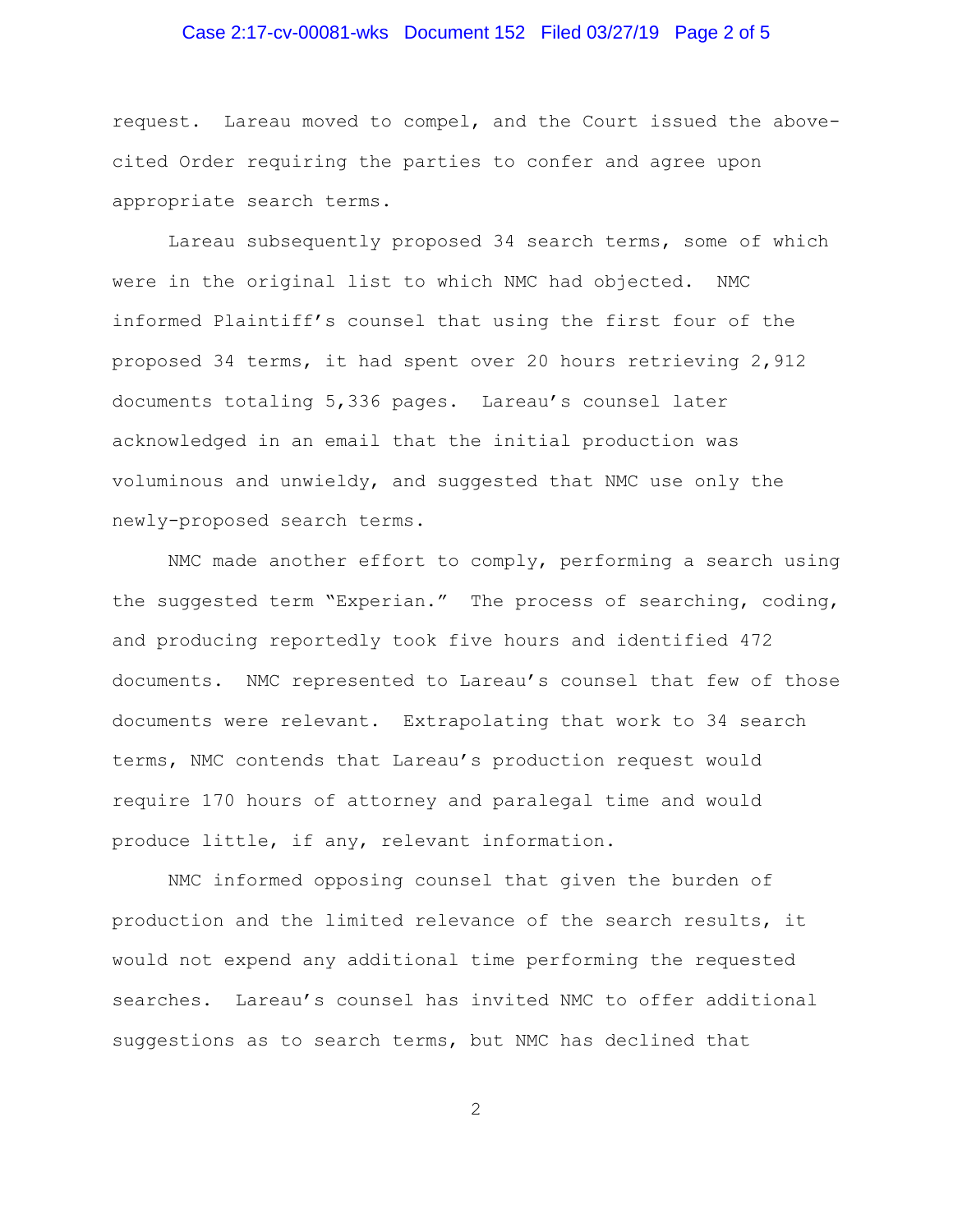request. Lareau moved to compel, and the Court issued the above-cited Order requiring the parties to confer and agree upon appropriate search terms.

Lareau subsequently proposed 34 search terms, some of which were in the original list to which NMC had objected. NMC informed Plaintiff's counsel that using the first four of the proposed 34 terms, it had spent over 20 hours retrieving 2,912 documents totaling 5,336 pages. Lareau's counsel later acknowledged in an email that the initial production was voluminous and unwieldy, and suggested that NMC use only the newly-proposed search terms.

NMC made another effort to comply, performing a search using the suggested term "Experian." The process of searching, coding, and producing reportedly took five hours and identified 472 documents. NMC represented to Lareau's counsel that few of those documents were relevant. Extrapolating that work to 34 search terms, NMC contends that Lareau's production request would require 170 hours of attorney and paralegal time and would produce little, if any, relevant information.

NMC informed opposing counsel that given the burden of production and the limited relevance of the search results, it would not expend any additional time performing the requested searches. Lareau's counsel has invited NMC to offer additional suggestions as to search terms, but NMC has declined that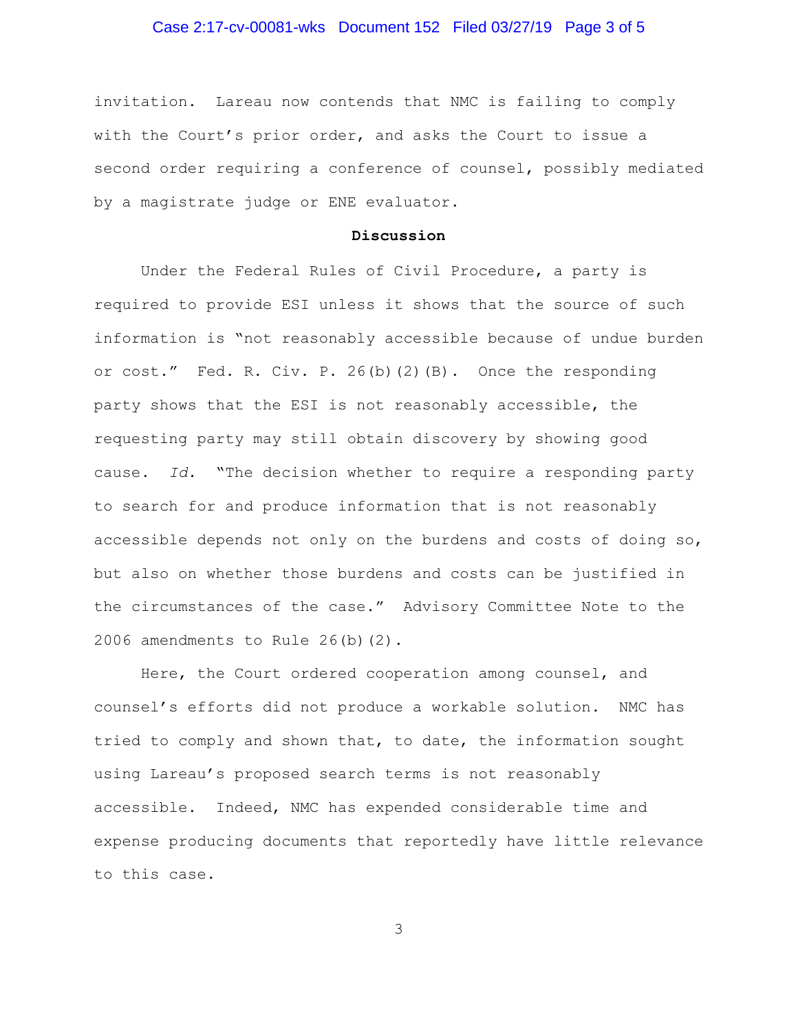invitation. Lareau now contends that NMC is failing to comply with the Court's prior order, and asks the Court to issue a second order requiring a conference of counsel, possibly mediated by a magistrate judge or ENE evaluator.

**Discussion**

Under the Federal Rules of Civil Procedure, a party is required to provide ESI unless it shows that the source of such information is "not reasonably accessible because of undue burden or cost." Fed. R. Civ. P. 26(b)(2)(B). Once the responding party shows that the ESI is not reasonably accessible, the requesting party may still obtain discovery by showing good cause. *Id.* "The decision whether to require a responding party to search for and produce information that is not reasonably accessible depends not only on the burdens and costs of doing so, but also on whether those burdens and costs can be justified in the circumstances of the case." Advisory Committee Note to the 2006 amendments to Rule 26(b)(2).

Here, the Court ordered cooperation among counsel, and counsel's efforts did not produce a workable solution. NMC has tried to comply and shown that, to date, the information sought using Lareau's proposed search terms is not reasonably accessible. Indeed, NMC has expended considerable time and expense producing documents that reportedly have little relevance to this case.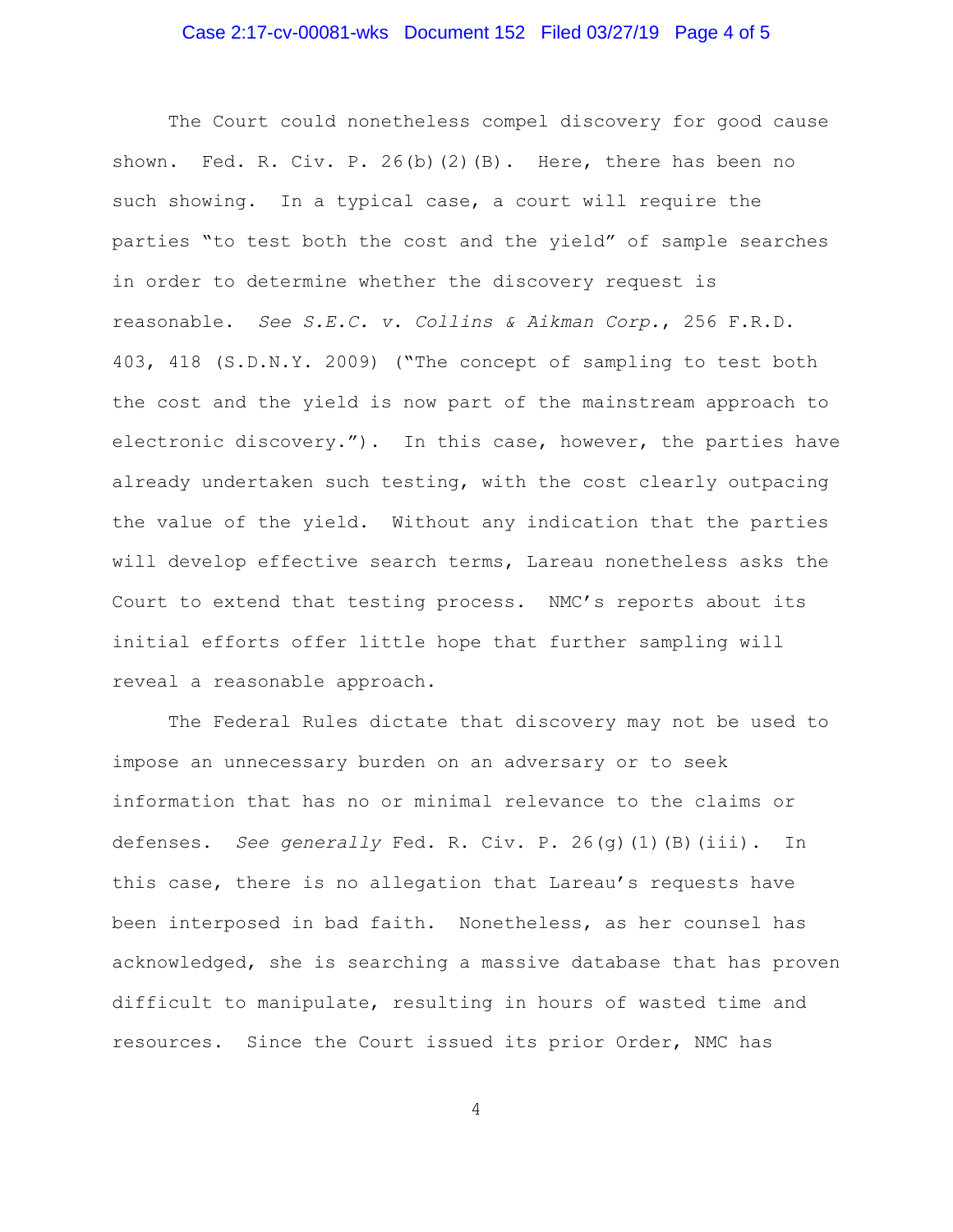The Court could nonetheless compel discovery for good cause shown. Fed. R. Civ. P. 26(b)(2)(B). Here, there has been no such showing. In a typical case, a court will require the parties "to test both the cost and the yield" of sample searches in order to determine whether the discovery request is reasonable. *See S.E.C. v. Collins & Aikman Corp.*, 256 F.R.D. 403, 418 (S.D.N.Y. 2009) ("The concept of sampling to test both the cost and the yield is now part of the mainstream approach to electronic discovery."). In this case, however, the parties have already undertaken such testing, with the cost clearly outpacing the value of the yield. Without any indication that the parties will develop effective search terms, Lareau nonetheless asks the Court to extend that testing process. NMC's reports about its initial efforts offer little hope that further sampling will reveal a reasonable approach.

The Federal Rules dictate that discovery may not be used to impose an unnecessary burden on an adversary or to seek information that has no or minimal relevance to the claims or defenses. *See generally* Fed. R. Civ. P. 26(g)(1)(B)(iii). In this case, there is no allegation that Lareau's requests have been interposed in bad faith. Nonetheless, as her counsel has acknowledged, she is searching a massive database that has proven difficult to manipulate, resulting in hours of wasted time and resources. Since the Court issued its prior Order, NMC has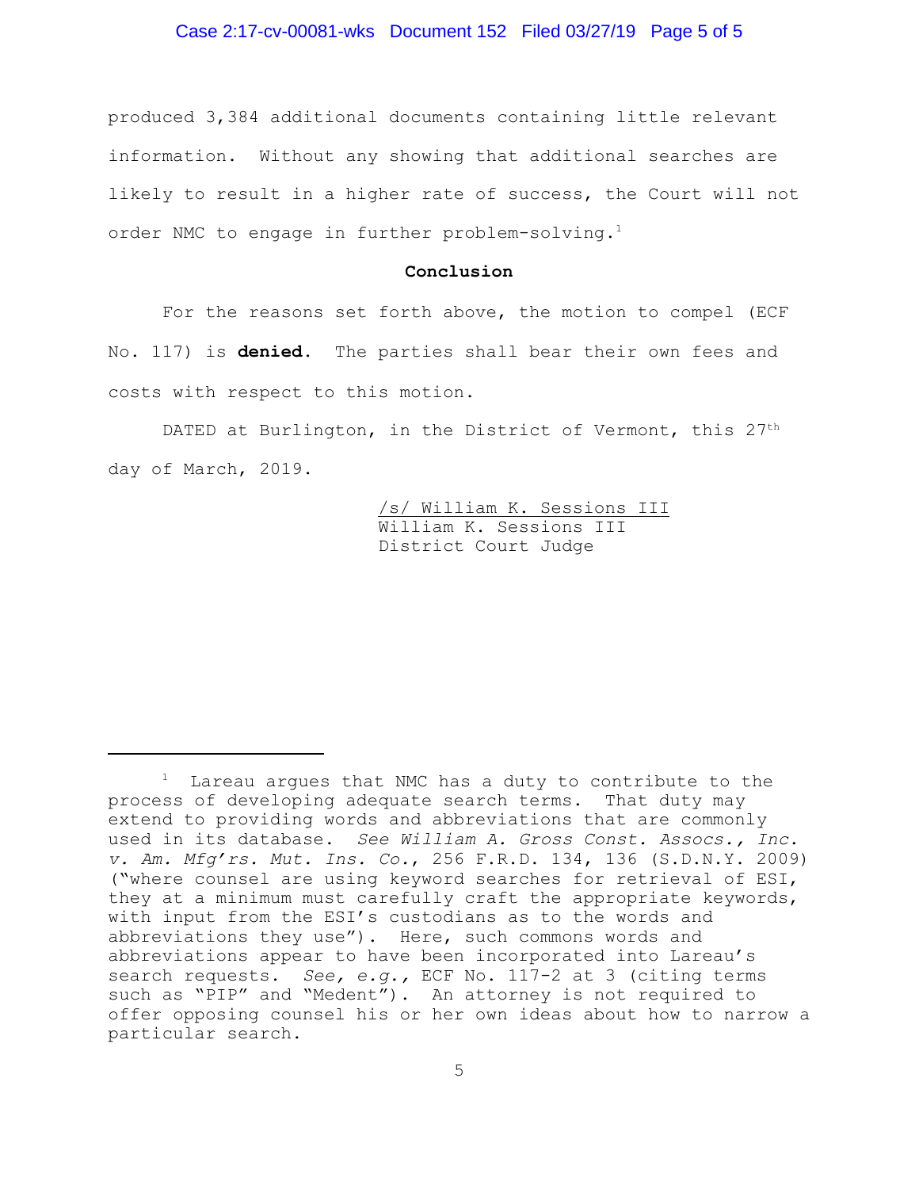produced 3,384 additional documents containing little relevant information. Without any showing that additional searches are likely to result in a higher rate of success, the Court will not order NMC to engage in further problem-solving.[1]

**Conclusion**

For the reasons set forth above, the motion to compel (ECF No. 117) is **denied**. The parties shall bear their own fees and costs with respect to this motion.

DATED at Burlington, in the District of Vermont, this 27th day of March, 2019.

/s/ William K. Sessions III
William K. Sessions III
District Court Judge

---

[1] Lareau argues that NMC has a duty to contribute to the process of developing adequate search terms. That duty may extend to providing words and abbreviations that are commonly used in its database. *See William A. Gross Const. Assocs., Inc. v. Am. Mfg'rs. Mut. Ins. Co.*, 256 F.R.D. 134, 136 (S.D.N.Y. 2009) ("where counsel are using keyword searches for retrieval of ESI, they at a minimum must carefully craft the appropriate keywords, with input from the ESI's custodians as to the words and abbreviations they use"). Here, such commons words and abbreviations appear to have been incorporated into Lareau's search requests. *See, e.g.*, ECF No. 117-2 at 3 (citing terms such as "PIP" and "Medent"). An attorney is not required to offer opposing counsel his or her own ideas about how to narrow a particular search.